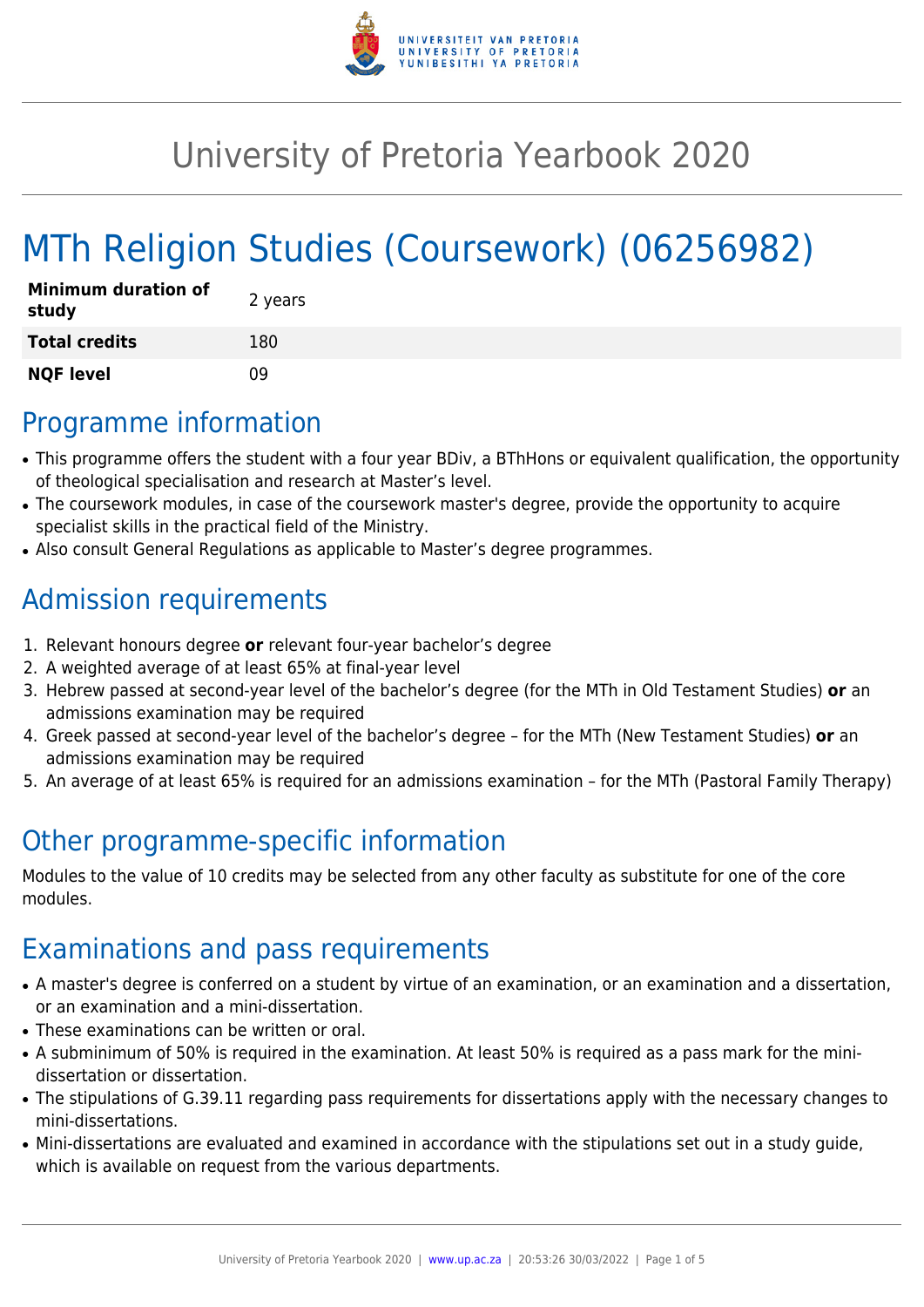# University of Pretoria Yearbook 2020

# MTh Religion Studies (Coursework) (06256982)

| | |
|---|---|
| **Minimum duration of study** | 2 years |
| **Total credits** | 180 |
| **NQF level** | 09 |

## Programme information

- This programme offers the student with a four year BDiv, a BThHons or equivalent qualification, the opportunity of theological specialisation and research at Master's level.
- The coursework modules, in case of the coursework master's degree, provide the opportunity to acquire specialist skills in the practical field of the Ministry.
- Also consult General Regulations as applicable to Master's degree programmes.

## Admission requirements

1. Relevant honours degree **or** relevant four-year bachelor's degree
2. A weighted average of at least 65% at final-year level
3. Hebrew passed at second-year level of the bachelor's degree (for the MTh in Old Testament Studies) **or** an admissions examination may be required
4. Greek passed at second-year level of the bachelor's degree – for the MTh (New Testament Studies) **or** an admissions examination may be required
5. An average of at least 65% is required for an admissions examination – for the MTh (Pastoral Family Therapy)

## Other programme-specific information

Modules to the value of 10 credits may be selected from any other faculty as substitute for one of the core modules.

## Examinations and pass requirements

- A master's degree is conferred on a student by virtue of an examination, or an examination and a dissertation, or an examination and a mini-dissertation.
- These examinations can be written or oral.
- A subminimum of 50% is required in the examination. At least 50% is required as a pass mark for the mini-dissertation or dissertation.
- The stipulations of G.39.11 regarding pass requirements for dissertations apply with the necessary changes to mini-dissertations.
- Mini-dissertations are evaluated and examined in accordance with the stipulations set out in a study guide, which is available on request from the various departments.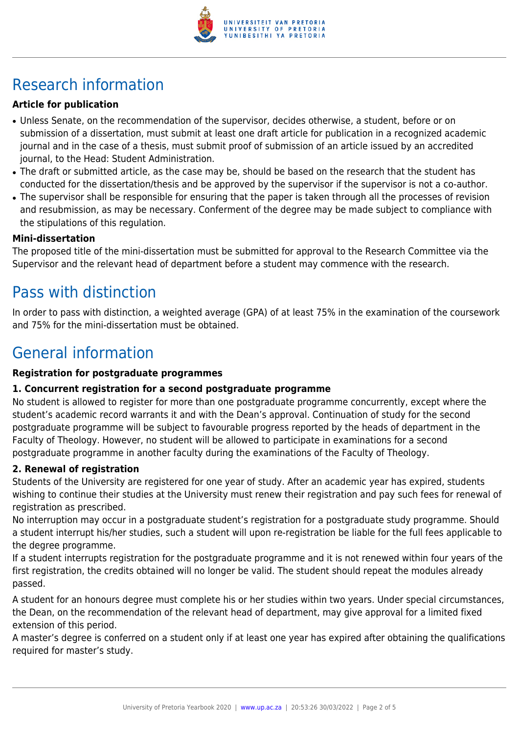# Research information

**Article for publication**

- Unless Senate, on the recommendation of the supervisor, decides otherwise, a student, before or on submission of a dissertation, must submit at least one draft article for publication in a recognized academic journal and in the case of a thesis, must submit proof of submission of an article issued by an accredited journal, to the Head: Student Administration.
- The draft or submitted article, as the case may be, should be based on the research that the student has conducted for the dissertation/thesis and be approved by the supervisor if the supervisor is not a co-author.
- The supervisor shall be responsible for ensuring that the paper is taken through all the processes of revision and resubmission, as may be necessary. Conferment of the degree may be made subject to compliance with the stipulations of this regulation.

**Mini-dissertation**

The proposed title of the mini-dissertation must be submitted for approval to the Research Committee via the Supervisor and the relevant head of department before a student may commence with the research.

# Pass with distinction

In order to pass with distinction, a weighted average (GPA) of at least 75% in the examination of the coursework and 75% for the mini-dissertation must be obtained.

# General information

**Registration for postgraduate programmes**

**1. Concurrent registration for a second postgraduate programme**

No student is allowed to register for more than one postgraduate programme concurrently, except where the student's academic record warrants it and with the Dean's approval. Continuation of study for the second postgraduate programme will be subject to favourable progress reported by the heads of department in the Faculty of Theology. However, no student will be allowed to participate in examinations for a second postgraduate programme in another faculty during the examinations of the Faculty of Theology.

**2. Renewal of registration**

Students of the University are registered for one year of study. After an academic year has expired, students wishing to continue their studies at the University must renew their registration and pay such fees for renewal of registration as prescribed.

No interruption may occur in a postgraduate student's registration for a postgraduate study programme. Should a student interrupt his/her studies, such a student will upon re-registration be liable for the full fees applicable to the degree programme.

If a student interrupts registration for the postgraduate programme and it is not renewed within four years of the first registration, the credits obtained will no longer be valid. The student should repeat the modules already passed.

A student for an honours degree must complete his or her studies within two years. Under special circumstances, the Dean, on the recommendation of the relevant head of department, may give approval for a limited fixed extension of this period.

A master's degree is conferred on a student only if at least one year has expired after obtaining the qualifications required for master's study.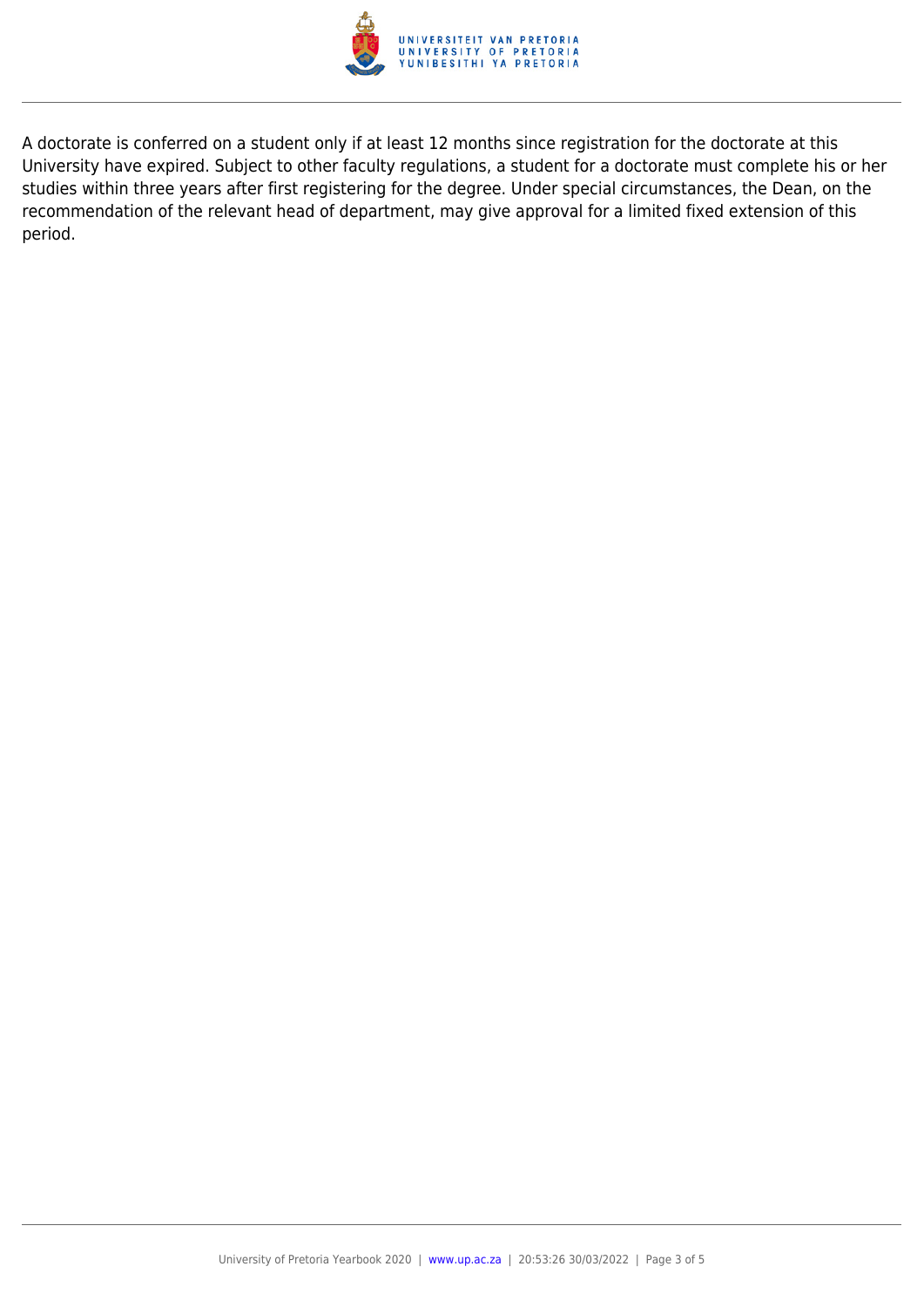A doctorate is conferred on a student only if at least 12 months since registration for the doctorate at this University have expired. Subject to other faculty regulations, a student for a doctorate must complete his or her studies within three years after first registering for the degree. Under special circumstances, the Dean, on the recommendation of the relevant head of department, may give approval for a limited fixed extension of this period.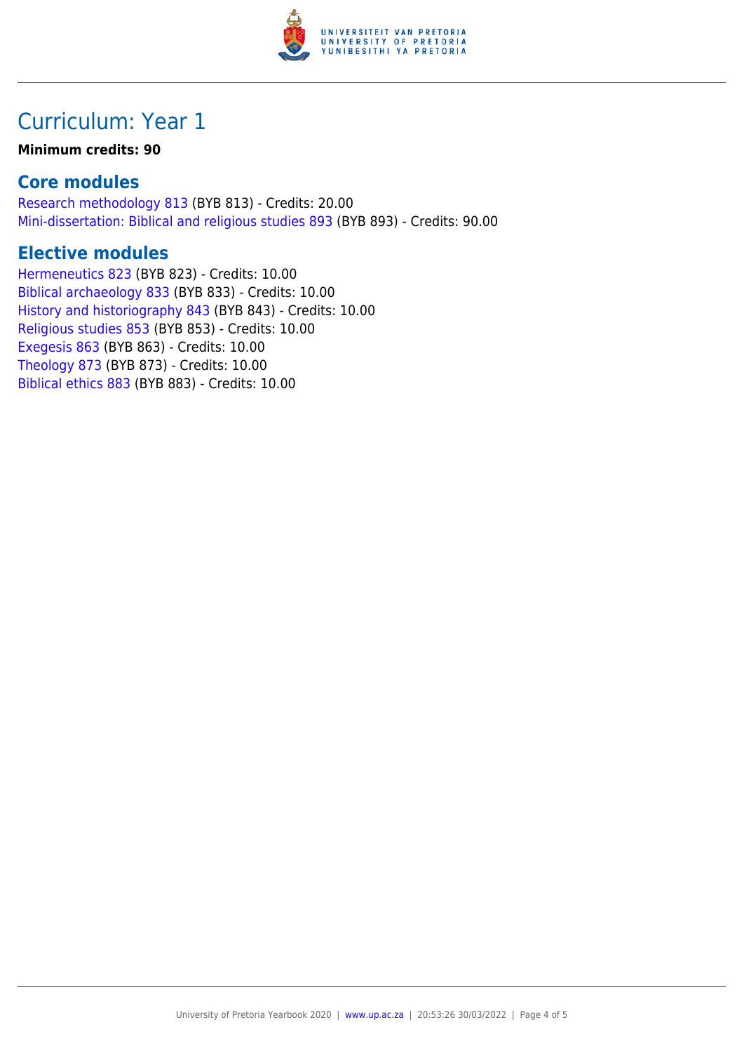# Curriculum: Year 1

**Minimum credits: 90**

## Core modules

Research methodology 813 (BYB 813) - Credits: 20.00
Mini-dissertation: Biblical and religious studies 893 (BYB 893) - Credits: 90.00

## Elective modules

Hermeneutics 823 (BYB 823) - Credits: 10.00
Biblical archaeology 833 (BYB 833) - Credits: 10.00
History and historiography 843 (BYB 843) - Credits: 10.00
Religious studies 853 (BYB 853) - Credits: 10.00
Exegesis 863 (BYB 863) - Credits: 10.00
Theology 873 (BYB 873) - Credits: 10.00
Biblical ethics 883 (BYB 883) - Credits: 10.00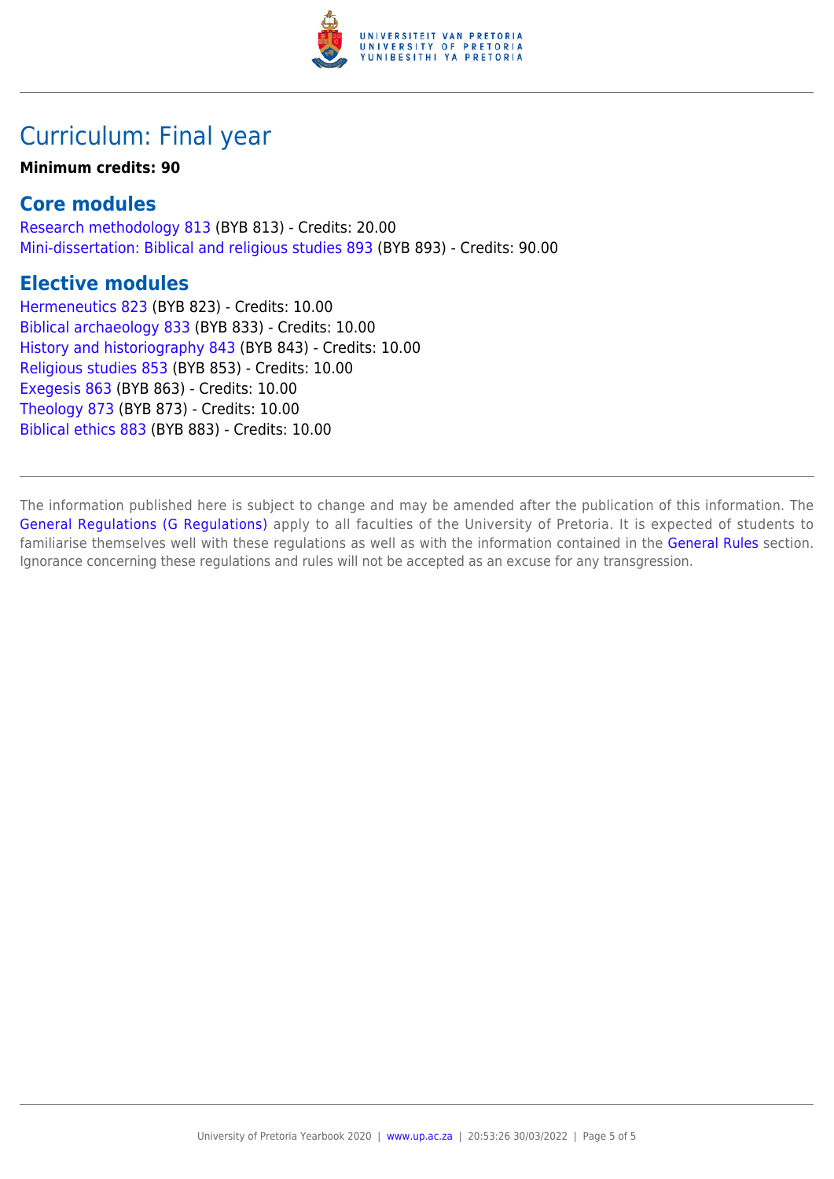# Curriculum: Final year

**Minimum credits: 90**

## Core modules

Research methodology 813 (BYB 813) - Credits: 20.00
Mini-dissertation: Biblical and religious studies 893 (BYB 893) - Credits: 90.00

## Elective modules

Hermeneutics 823 (BYB 823) - Credits: 10.00
Biblical archaeology 833 (BYB 833) - Credits: 10.00
History and historiography 843 (BYB 843) - Credits: 10.00
Religious studies 853 (BYB 853) - Credits: 10.00
Exegesis 863 (BYB 863) - Credits: 10.00
Theology 873 (BYB 873) - Credits: 10.00
Biblical ethics 883 (BYB 883) - Credits: 10.00

---

The information published here is subject to change and may be amended after the publication of this information. The General Regulations (G Regulations) apply to all faculties of the University of Pretoria. It is expected of students to familiarise themselves well with these regulations as well as with the information contained in the General Rules section. Ignorance concerning these regulations and rules will not be accepted as an excuse for any transgression.